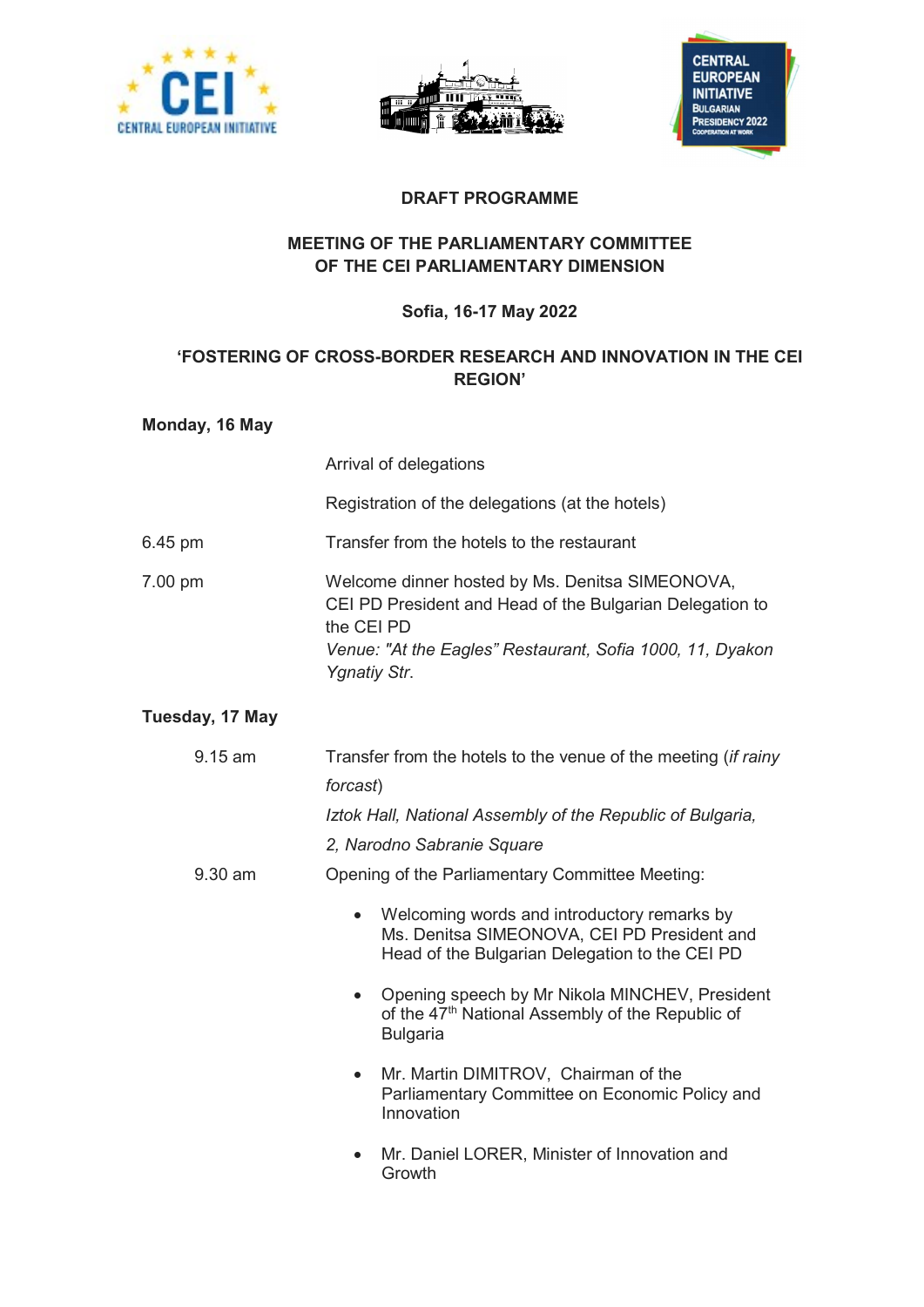# DRAFT PROGRAMME

## MEETING OF THE PARLIAMENTARY COMMITTEE OF THE CEI PARLIAMENTARY DIMENSION

**Sofia, 16-17 May 2022**

## 'FOSTERING OF CROSS-BORDER RESEARCH AND INNOVATION IN THE CEI REGION'

### Monday, 16 May

| | |
|---|---|
| | Arrival of delegations |
| | Registration of the delegations (at the hotels) |
| 6.45 pm | Transfer from the hotels to the restaurant |
| 7.00 pm | Welcome dinner hosted by Ms. Denitsa SIMEONOVA, CEI PD President and Head of the Bulgarian Delegation to the CEI PD<br>*Venue: "At the Eagles" Restaurant, Sofia 1000, 11, Dyakon Ygnatiy Str.* |

### Tuesday, 17 May

| | |
|---|---|
| 9.15 am | Transfer from the hotels to the venue of the meeting (*if rainy forcast*)<br>*Iztok Hall, National Assembly of the Republic of Bulgaria, 2, Narodno Sabranie Square* |
| 9.30 am | Opening of the Parliamentary Committee Meeting: |

- Welcoming words and introductory remarks by Ms. Denitsa SIMEONOVA, CEI PD President and Head of the Bulgarian Delegation to the CEI PD
- Opening speech by Mr Nikola MINCHEV, President of the 47th National Assembly of the Republic of Bulgaria
- Mr. Martin DIMITROV, Chairman of the Parliamentary Committee on Economic Policy and Innovation
- Mr. Daniel LORER, Minister of Innovation and Growth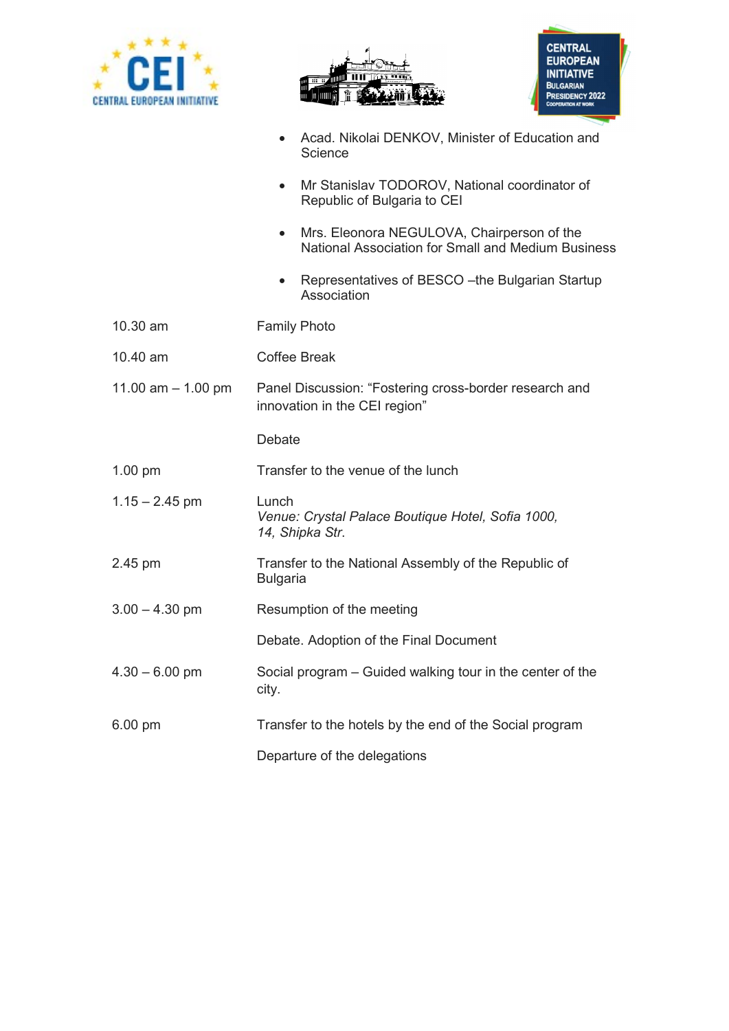- Acad. Nikolai DENKOV, Minister of Education and Science
- Mr Stanislav TODOROV, National coordinator of Republic of Bulgaria to CEI
- Mrs. Eleonora NEGULOVA, Chairperson of the National Association for Small and Medium Business
- Representatives of BESCO –the Bulgarian Startup Association

| | |
|---|---|
| 10.30 am | Family Photo |
| 10.40 am | Coffee Break |
| 11.00 am – 1.00 pm | Panel Discussion: "Fostering cross-border research and innovation in the CEI region" |
| | Debate |
| 1.00 pm | Transfer to the venue of the lunch |
| 1.15 – 2.45 pm | Lunch<br>*Venue: Crystal Palace Boutique Hotel, Sofia 1000, 14, Shipka Str.* |
| 2.45 pm | Transfer to the National Assembly of the Republic of Bulgaria |
| 3.00 – 4.30 pm | Resumption of the meeting |
| | Debate. Adoption of the Final Document |
| 4.30 – 6.00 pm | Social program – Guided walking tour in the center of the city. |
| 6.00 pm | Transfer to the hotels by the end of the Social program |
| | Departure of the delegations |